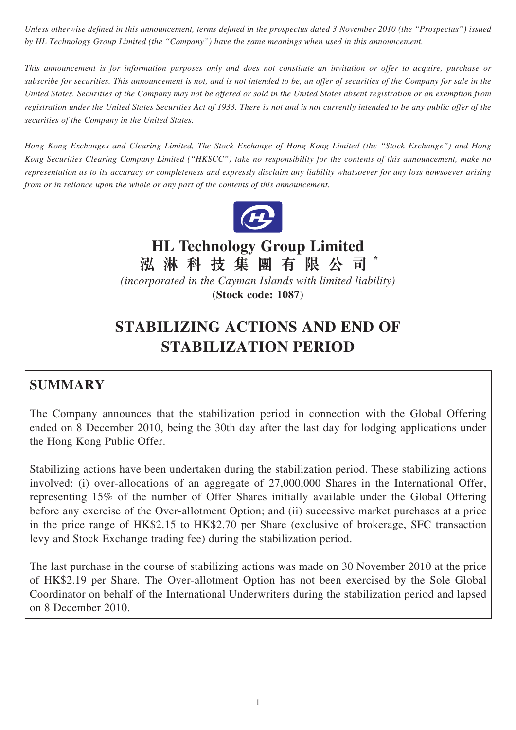*Unless otherwise defined in this announcement, terms defined in the prospectus dated 3 November 2010 (the "Prospectus") issued by HL Technology Group Limited (the "Company") have the same meanings when used in this announcement.*

*This announcement is for information purposes only and does not constitute an invitation or offer to acquire, purchase or subscribe for securities. This announcement is not, and is not intended to be, an offer of securities of the Company for sale in the United States. Securities of the Company may not be offered or sold in the United States absent registration or an exemption from registration under the United States Securities Act of 1933. There is not and is not currently intended to be any public offer of the securities of the Company in the United States.*

*Hong Kong Exchanges and Clearing Limited, The Stock Exchange of Hong Kong Limited (the "Stock Exchange") and Hong Kong Securities Clearing Company Limited ("HKSCC") take no responsibility for the contents of this announcement, make no representation as to its accuracy or completeness and expressly disclaim any liability whatsoever for any loss howsoever arising from or in reliance upon the whole or any part of the contents of this announcement.*

# HL Technology Group Limited
# 泓淋科技集團有限公司 *

*(incorporated in the Cayman Islands with limited liability)*

**(Stock code: 1087)**

# STABILIZING ACTIONS AND END OF STABILIZATION PERIOD

## SUMMARY

The Company announces that the stabilization period in connection with the Global Offering ended on 8 December 2010, being the 30th day after the last day for lodging applications under the Hong Kong Public Offer.

Stabilizing actions have been undertaken during the stabilization period. These stabilizing actions involved: (i) over-allocations of an aggregate of 27,000,000 Shares in the International Offer, representing 15% of the number of Offer Shares initially available under the Global Offering before any exercise of the Over-allotment Option; and (ii) successive market purchases at a price in the price range of HK$2.15 to HK$2.70 per Share (exclusive of brokerage, SFC transaction levy and Stock Exchange trading fee) during the stabilization period.

The last purchase in the course of stabilizing actions was made on 30 November 2010 at the price of HK$2.19 per Share. The Over-allotment Option has not been exercised by the Sole Global Coordinator on behalf of the International Underwriters during the stabilization period and lapsed on 8 December 2010.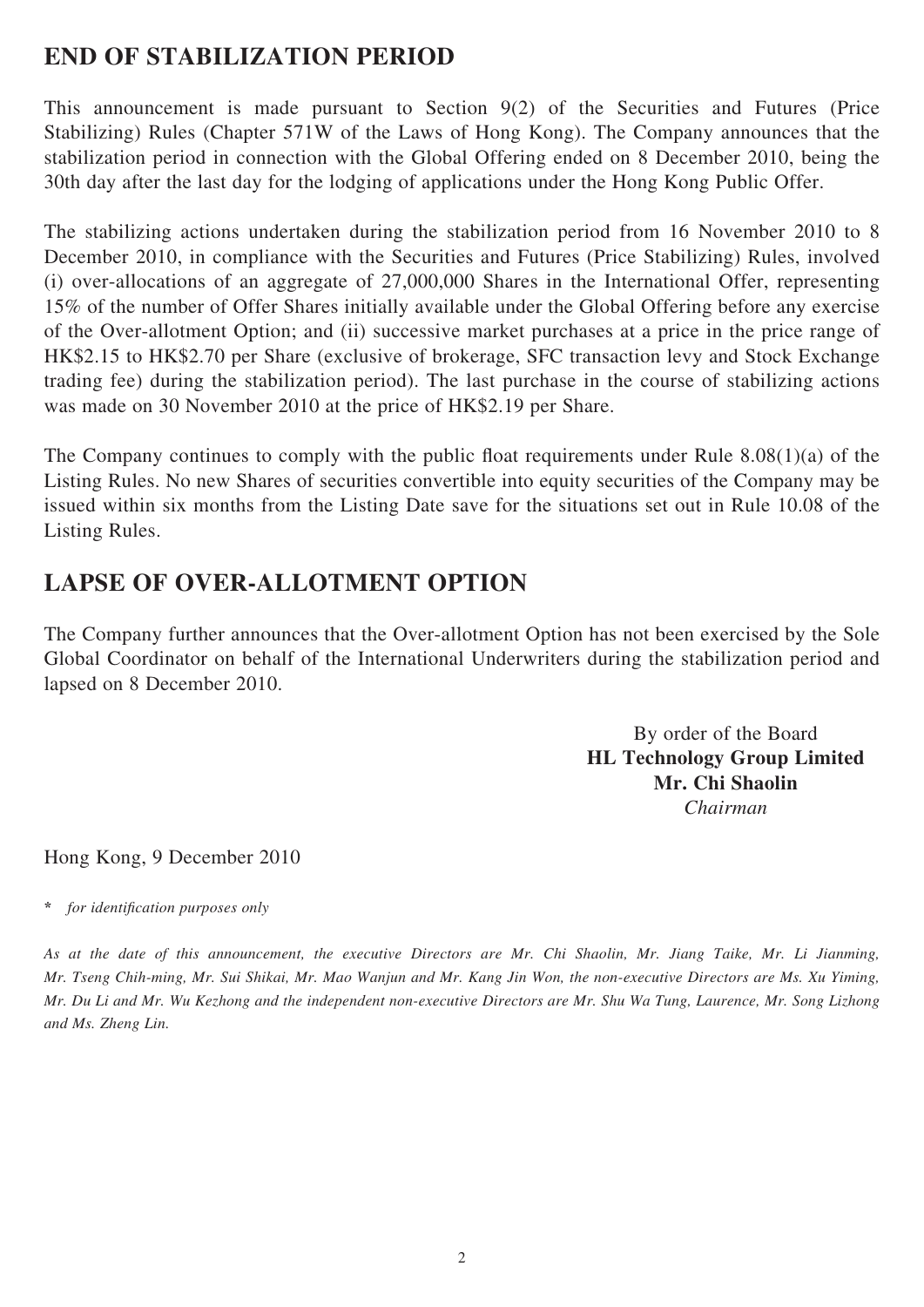## END OF STABILIZATION PERIOD

This announcement is made pursuant to Section 9(2) of the Securities and Futures (Price Stabilizing) Rules (Chapter 571W of the Laws of Hong Kong). The Company announces that the stabilization period in connection with the Global Offering ended on 8 December 2010, being the 30th day after the last day for the lodging of applications under the Hong Kong Public Offer.

The stabilizing actions undertaken during the stabilization period from 16 November 2010 to 8 December 2010, in compliance with the Securities and Futures (Price Stabilizing) Rules, involved (i) over-allocations of an aggregate of 27,000,000 Shares in the International Offer, representing 15% of the number of Offer Shares initially available under the Global Offering before any exercise of the Over-allotment Option; and (ii) successive market purchases at a price in the price range of HK$2.15 to HK$2.70 per Share (exclusive of brokerage, SFC transaction levy and Stock Exchange trading fee) during the stabilization period). The last purchase in the course of stabilizing actions was made on 30 November 2010 at the price of HK$2.19 per Share.

The Company continues to comply with the public float requirements under Rule 8.08(1)(a) of the Listing Rules. No new Shares of securities convertible into equity securities of the Company may be issued within six months from the Listing Date save for the situations set out in Rule 10.08 of the Listing Rules.

## LAPSE OF OVER-ALLOTMENT OPTION

The Company further announces that the Over-allotment Option has not been exercised by the Sole Global Coordinator on behalf of the International Underwriters during the stabilization period and lapsed on 8 December 2010.

By order of the Board
**HL Technology Group Limited**
**Mr. Chi Shaolin**
*Chairman*

Hong Kong, 9 December 2010

\* *for identification purposes only*

*As at the date of this announcement, the executive Directors are Mr. Chi Shaolin, Mr. Jiang Taike, Mr. Li Jianming, Mr. Tseng Chih-ming, Mr. Sui Shikai, Mr. Mao Wanjun and Mr. Kang Jin Won, the non-executive Directors are Ms. Xu Yiming, Mr. Du Li and Mr. Wu Kezhong and the independent non-executive Directors are Mr. Shu Wa Tung, Laurence, Mr. Song Lizhong and Ms. Zheng Lin.*